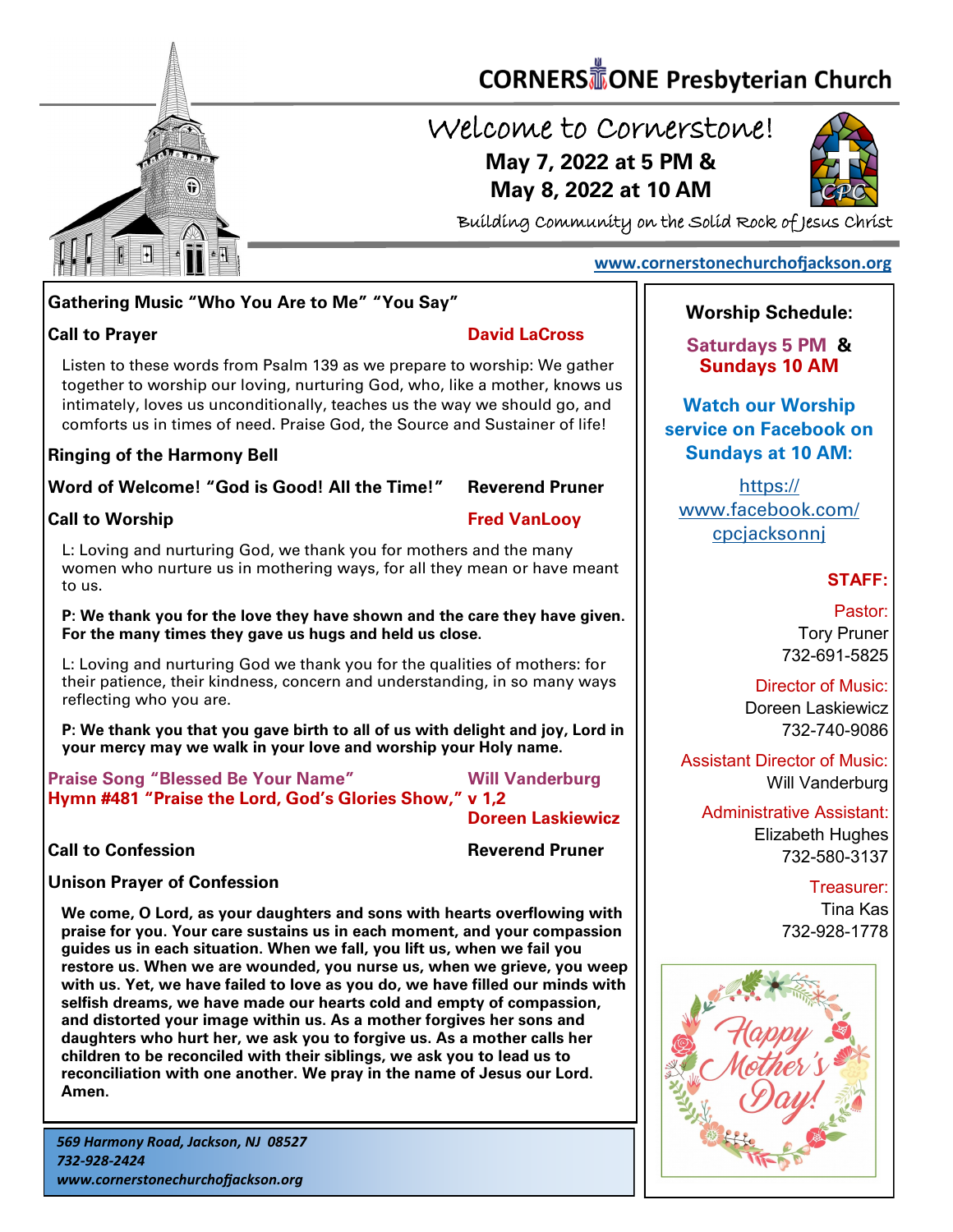# CORNERSTONE Presbyterian Church

## Welcome to Cornerstone!

**May 7, 2022 at 5 PM &**
**May 8, 2022 at 10 AM**

Building Community on the Solid Rock of Jesus Christ

www.cornerstonechurchofjackson.org

**Gathering Music "Who You Are to Me" "You Say"**

**Call to Prayer** — **David LaCross**

Listen to these words from Psalm 139 as we prepare to worship: We gather together to worship our loving, nurturing God, who, like a mother, knows us intimately, loves us unconditionally, teaches us the way we should go, and comforts us in times of need. Praise God, the Source and Sustainer of life!

**Ringing of the Harmony Bell**

**Word of Welcome! "God is Good! All the Time!"** — **Reverend Pruner**

**Call to Worship** — **Fred VanLooy**

L: Loving and nurturing God, we thank you for mothers and the many women who nurture us in mothering ways, for all they mean or have meant to us.

**P: We thank you for the love they have shown and the care they have given. For the many times they gave us hugs and held us close.**

L: Loving and nurturing God we thank you for the qualities of mothers: for their patience, their kindness, concern and understanding, in so many ways reflecting who you are.

**P: We thank you that you gave birth to all of us with delight and joy, Lord in your mercy may we walk in your love and worship your Holy name.**

**Praise Song "Blessed Be Your Name"** — **Will Vanderburg**

**Hymn #481 "Praise the Lord, God's Glories Show," v 1,2** — **Doreen Laskiewicz**

**Call to Confession** — **Reverend Pruner**

**Unison Prayer of Confession**

**We come, O Lord, as your daughters and sons with hearts overflowing with praise for you. Your care sustains us in each moment, and your compassion guides us in each situation. When we fall, you lift us, when we fail you restore us. When we are wounded, you nurse us, when we grieve, you weep with us. Yet, we have failed to love as you do, we have filled our minds with selfish dreams, we have made our hearts cold and empty of compassion, and distorted your image within us. As a mother forgives her sons and daughters who hurt her, we ask you to forgive us. As a mother calls her children to be reconciled with their siblings, we ask you to lead us to reconciliation with one another. We pray in the name of Jesus our Lord. Amen.**

*569 Harmony Road, Jackson, NJ 08527*
*732-928-2424*
*www.cornerstonechurchofjackson.org*

**Worship Schedule:**

**Saturdays 5 PM & Sundays 10 AM**

**Watch our Worship service on Facebook on Sundays at 10 AM:**

https://www.facebook.com/cpcjacksonnj

**STAFF:**

Pastor:
Tory Pruner
732-691-5825

Director of Music:
Doreen Laskiewicz
732-740-9086

Assistant Director of Music:
Will Vanderburg

Administrative Assistant:
Elizabeth Hughes
732-580-3137

Treasurer:
Tina Kas
732-928-1778

Happy Mother's Day!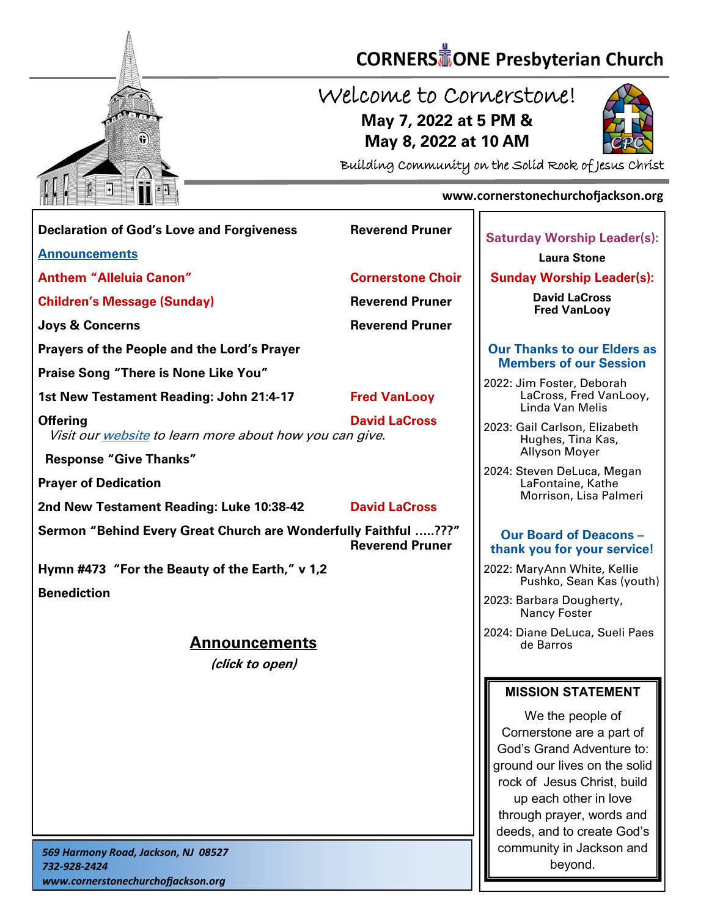**CORNERSTONE Presbyterian Church**

# Welcome to Cornerstone!

**May 7, 2022 at 5 PM &**
**May 8, 2022 at 10 AM**

Building Community on the Solid Rock of Jesus Christ

www.cornerstonechurchofjackson.org

**Declaration of God's Love and Forgiveness** — **Reverend Pruner**

**Announcements**

**Anthem "Alleluia Canon"** — **Cornerstone Choir**

**Children's Message (Sunday)** — **Reverend Pruner**

**Joys & Concerns** — **Reverend Pruner**

**Prayers of the People and the Lord's Prayer**

**Praise Song "There is None Like You"**

**1st New Testament Reading: John 21:4-17** — **Fred VanLooy**

**Offering** — **David LaCross**
*Visit our website to learn more about how you can give.*

**Response "Give Thanks"**

**Prayer of Dedication**

**2nd New Testament Reading: Luke 10:38-42** — **David LaCross**

**Sermon "Behind Every Great Church are Wonderfully Faithful .....???"** — **Reverend Pruner**

**Hymn #473 "For the Beauty of the Earth," v 1,2**

**Benediction**

## Announcements

***(click to open)***

*569 Harmony Road, Jackson, NJ 08527*
*732-928-2424*
*www.cornerstonechurchofjackson.org*

**Saturday Worship Leader(s):**

**Laura Stone**

**Sunday Worship Leader(s):**

**David LaCross**
**Fred VanLooy**

**Our Thanks to our Elders as Members of our Session**

2022: Jim Foster, Deborah LaCross, Fred VanLooy, Linda Van Melis

2023: Gail Carlson, Elizabeth Hughes, Tina Kas, Allyson Moyer

2024: Steven DeLuca, Megan LaFontaine, Kathe Morrison, Lisa Palmeri

**Our Board of Deacons – thank you for your service!**

2022: MaryAnn White, Kellie Pushko, Sean Kas (youth)

2023: Barbara Dougherty, Nancy Foster

2024: Diane DeLuca, Sueli Paes de Barros

**MISSION STATEMENT**

We the people of Cornerstone are a part of God's Grand Adventure to: ground our lives on the solid rock of Jesus Christ, build up each other in love through prayer, words and deeds, and to create God's community in Jackson and beyond.